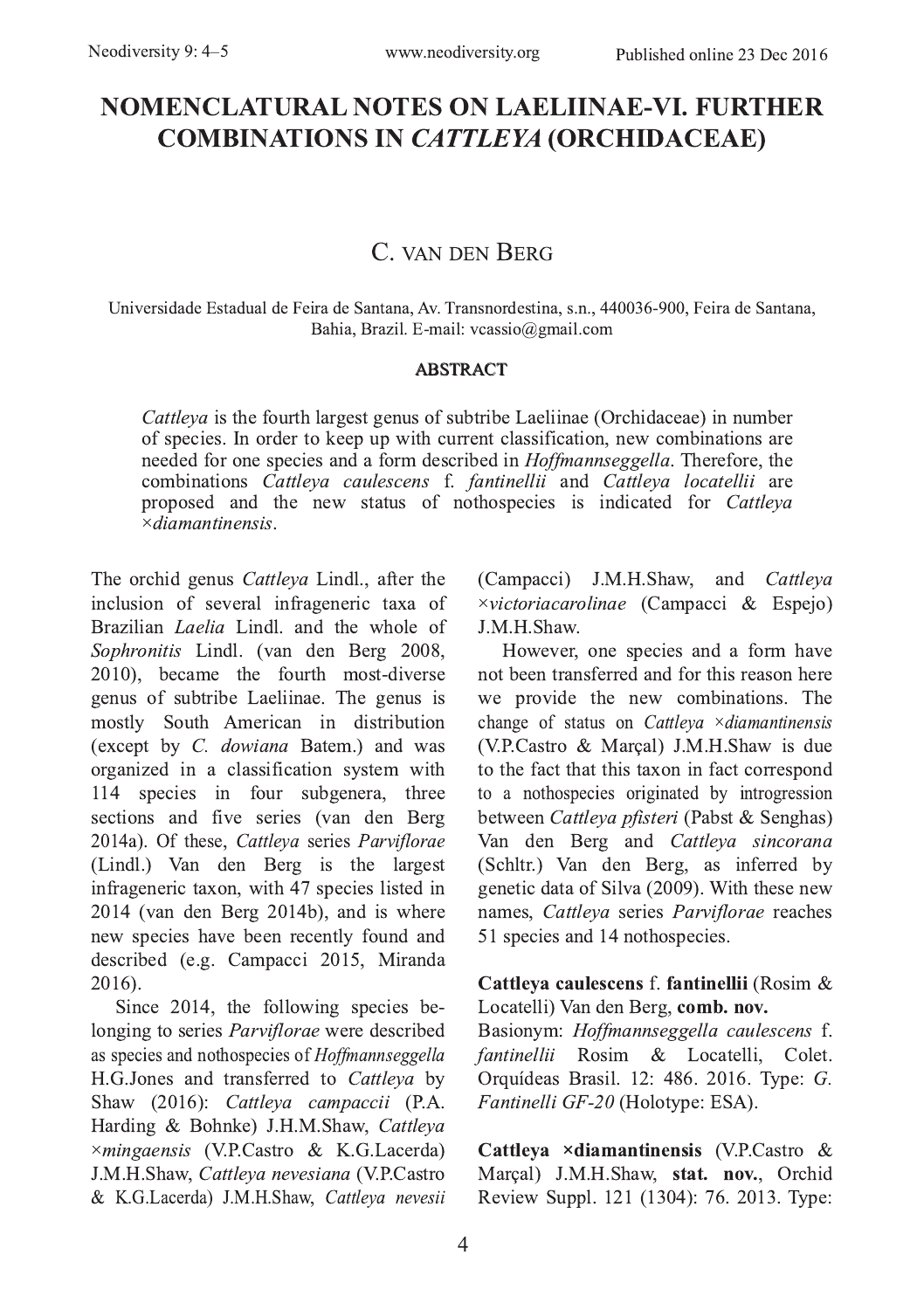# NOMENCLATURAL NOTES ON LAELIINAE-VI. FURTHER COMBINATIONS IN *CATTLEYA* (ORCHIDACEAE)

C. van den Berg

Universidade Estadual de Feira de Santana, Av. Transnordestina, s.n., 440036-900, Feira de Santana, Bahia, Brazil. E-mail: vcassio@gmail.com

## ABSTRACT

*Cattleya* is the fourth largest genus of subtribe Laeliinae (Orchidaceae) in number of species. In order to keep up with current classification, new combinations are needed for one species and a form described in *Hoffmannseggella*. Therefore, the combinations *Cattleya caulescens* f. *fantinellii* and *Cattleya locatellii* are proposed and the new status of nothospecies is indicated for *Cattleya ×diamantinensis*.

The orchid genus *Cattleya* Lindl., after the inclusion of several infrageneric taxa of Brazilian *Laelia* Lindl. and the whole of *Sophronitis* Lindl. (van den Berg 2008, 2010), became the fourth most-diverse genus of subtribe Laeliinae. The genus is mostly South American in distribution (except by *C. dowiana* Batem.) and was organized in a classification system with 114 species in four subgenera, three sections and five series (van den Berg 2014a). Of these, *Cattleya* series *Parviflorae* (Lindl.) Van den Berg is the largest infrageneric taxon, with 47 species listed in 2014 (van den Berg 2014b), and is where new species have been recently found and described (e.g. Campacci 2015, Miranda 2016).

Since 2014, the following species belonging to series *Parviflorae* were described as species and nothospecies of *Hoffmannseggella* H.G.Jones and transferred to *Cattleya* by Shaw (2016): *Cattleya campaccii* (P.A. Harding & Bohnke) J.H.M.Shaw, *Cattleya ×mingaensis* (V.P.Castro & K.G.Lacerda) J.M.H.Shaw, *Cattleya nevesiana* (V.P.Castro & K.G.Lacerda) J.M.H.Shaw, *Cattleya nevesii* (Campacci) J.M.H.Shaw, and *Cattleya ×victoriacarolinae* (Campacci & Espejo) J.M.H.Shaw.

However, one species and a form have not been transferred and for this reason here we provide the new combinations. The change of status on *Cattleya ×diamantinensis* (V.P.Castro & Marçal) J.M.H.Shaw is due to the fact that this taxon in fact correspond to a nothospecies originated by introgression between *Cattleya pfisteri* (Pabst & Senghas) Van den Berg and *Cattleya sincorana* (Schltr.) Van den Berg, as inferred by genetic data of Silva (2009). With these new names, *Cattleya* series *Parviflorae* reaches 51 species and 14 nothospecies.

**Cattleya caulescens** f. **fantinellii** (Rosim & Locatelli) Van den Berg, **comb. nov.**
Basionym: *Hoffmannseggella caulescens* f. *fantinellii* Rosim & Locatelli, Colet. Orquídeas Brasil. 12: 486. 2016. Type: *G. Fantinelli GF-20* (Holotype: ESA).

**Cattleya ×diamantinensis** (V.P.Castro & Marçal) J.M.H.Shaw, **stat. nov.**, Orchid Review Suppl. 121 (1304): 76. 2013. Type: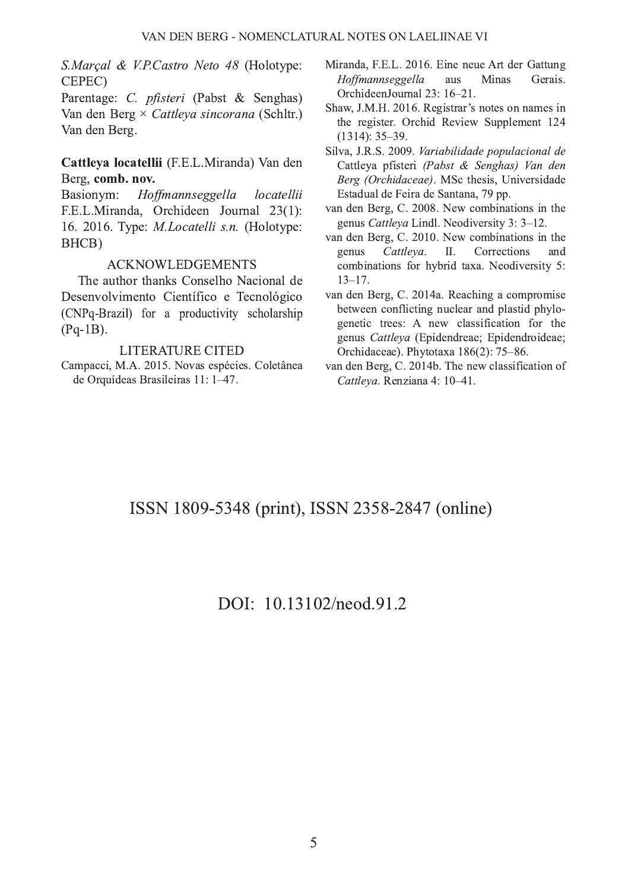*S.Marçal & V.P.Castro Neto 48* (Holotype: CEPEC)

Parentage: *C. pfisteri* (Pabst & Senghas) Van den Berg × *Cattleya sincorana* (Schltr.) Van den Berg.

**Cattleya locatellii** (F.E.L.Miranda) Van den Berg, **comb. nov.**

Basionym: *Hoffmannseggella locatellii* F.E.L.Miranda, Orchideen Journal 23(1): 16. 2016. Type: *M.Locatelli s.n.* (Holotype: BHCB)

## ACKNOWLEDGEMENTS

The author thanks Conselho Nacional de Desenvolvimento Científico e Tecnológico (CNPq-Brazil) for a productivity scholarship (Pq-1B).

## LITERATURE CITED

Campacci, M.A. 2015. Novas espécies. Coletânea de Orquídeas Brasileiras 11: 1–47.

Miranda, F.E.L. 2016. Eine neue Art der Gattung *Hoffmannseggella* aus Minas Gerais. OrchideenJournal 23: 16–21.

Shaw, J.M.H. 2016. Registrar's notes on names in the register. Orchid Review Supplement 124 (1314): 35–39.

Silva, J.R.S. 2009. *Variabilidade populacional de* Cattleya pfisteri *(Pabst & Senghas) Van den Berg (Orchidaceae)*. MSc thesis, Universidade Estadual de Feira de Santana, 79 pp.

van den Berg, C. 2008. New combinations in the genus *Cattleya* Lindl. Neodiversity 3: 3–12.

van den Berg, C. 2010. New combinations in the genus *Cattleya*. II. Corrections and combinations for hybrid taxa. Neodiversity 5: 13–17.

van den Berg, C. 2014a. Reaching a compromise between conflicting nuclear and plastid phylogenetic trees: A new classification for the genus *Cattleya* (Epidendreae; Epidendroideae; Orchidaceae). Phytotaxa 186(2): 75–86.

van den Berg, C. 2014b. The new classification of *Cattleya*. Renziana 4: 10–41.

ISSN 1809-5348 (print), ISSN 2358-2847 (online)

DOI: 10.13102/neod.91.2